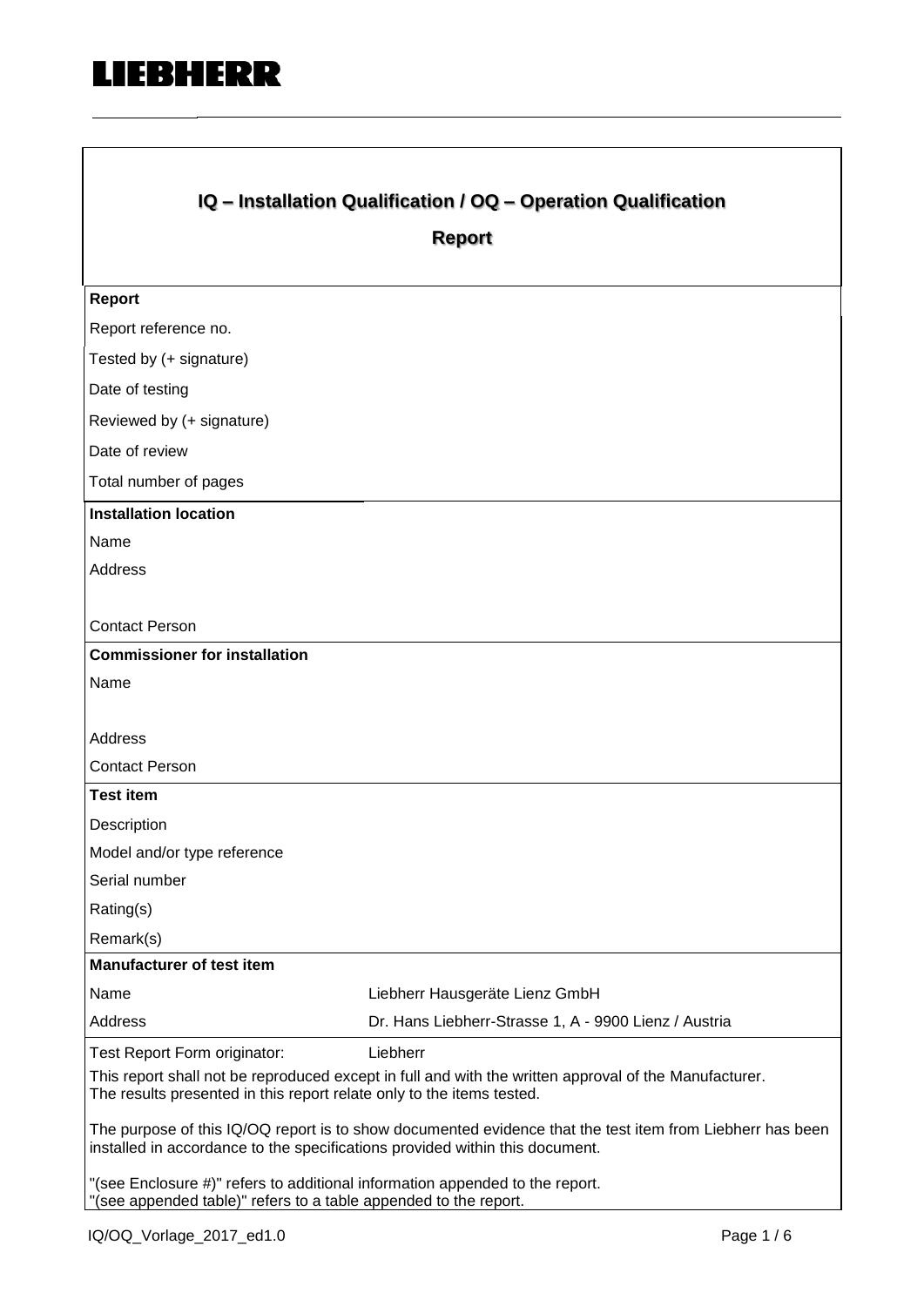LIEBHERR

# IQ – Installation Qualification / OQ – Operation Qualification

## Report

| **Report** | |
|---|---|
| Report reference no. | |
| Tested by (+ signature) | |
| Date of testing | |
| Reviewed by (+ signature) | |
| Date of review | |
| Total number of pages | |
| **Installation location** | |
| Name | |
| Address | |
| Contact Person | |
| **Commissioner for installation** | |
| Name | |
| Address | |
| Contact Person | |
| **Test item** | |
| Description | |
| Model and/or type reference | |
| Serial number | |
| Rating(s) | |
| Remark(s) | |
| **Manufacturer of test item** | |
| Name | Liebherr Hausgeräte Lienz GmbH |
| Address | Dr. Hans Liebherr-Strasse 1, A - 9900 Lienz / Austria |
| Test Report Form originator: | Liebherr |

This report shall not be reproduced except in full and with the written approval of the Manufacturer.
The results presented in this report relate only to the items tested.

The purpose of this IQ/OQ report is to show documented evidence that the test item from Liebherr has been installed in accordance to the specifications provided within this document.

"(see Enclosure #)" refers to additional information appended to the report.
"(see appended table)" refers to a table appended to the report.

IQ/OQ_Vorlage_2017_ed1.0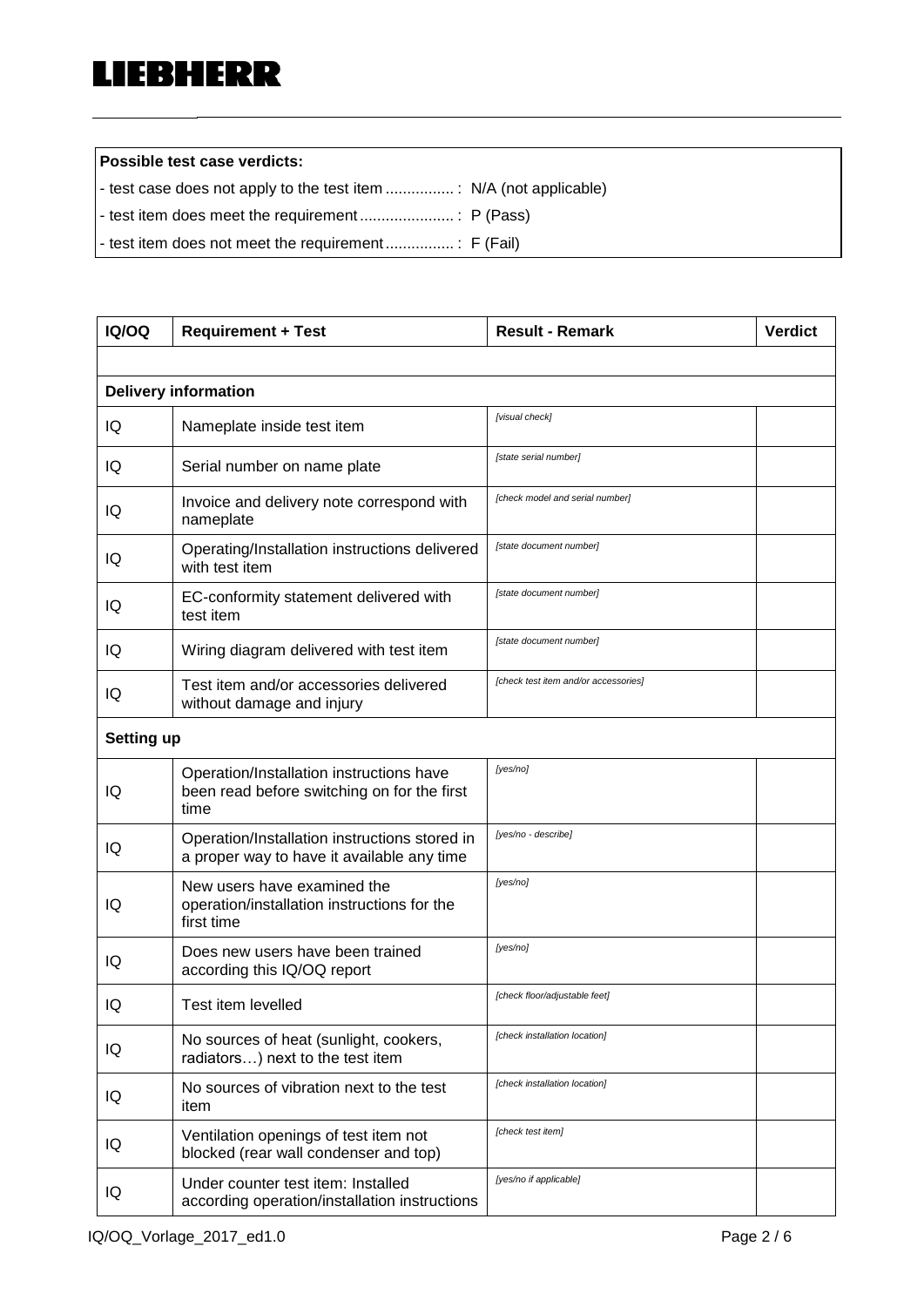**Possible test case verdicts:**

- test case does not apply to the test item ................ : N/A (not applicable)
- test item does meet the requirement ...................... : P (Pass)
- test item does not meet the requirement ................ : F (Fail)

| IQ/OQ | Requirement + Test | Result - Remark | Verdict |
|---|---|---|---|
| | | | |
| **Delivery information** | | | |
| IQ | Nameplate inside test item | *[visual check]* | |
| IQ | Serial number on name plate | *[state serial number]* | |
| IQ | Invoice and delivery note correspond with nameplate | *[check model and serial number]* | |
| IQ | Operating/Installation instructions delivered with test item | *[state document number]* | |
| IQ | EC-conformity statement delivered with test item | *[state document number]* | |
| IQ | Wiring diagram delivered with test item | *[state document number]* | |
| IQ | Test item and/or accessories delivered without damage and injury | *[check test item and/or accessories]* | |
| **Setting up** | | | |
| IQ | Operation/Installation instructions have been read before switching on for the first time | *[yes/no]* | |
| IQ | Operation/Installation instructions stored in a proper way to have it available any time | *[yes/no - describe]* | |
| IQ | New users have examined the operation/installation instructions for the first time | *[yes/no]* | |
| IQ | Does new users have been trained according this IQ/OQ report | *[yes/no]* | |
| IQ | Test item levelled | *[check floor/adjustable feet]* | |
| IQ | No sources of heat (sunlight, cookers, radiators…) next to the test item | *[check installation location]* | |
| IQ | No sources of vibration next to the test item | *[check installation location]* | |
| IQ | Ventilation openings of test item not blocked (rear wall condenser and top) | *[check test item]* | |
| IQ | Under counter test item: Installed according operation/installation instructions | *[yes/no if applicable]* | |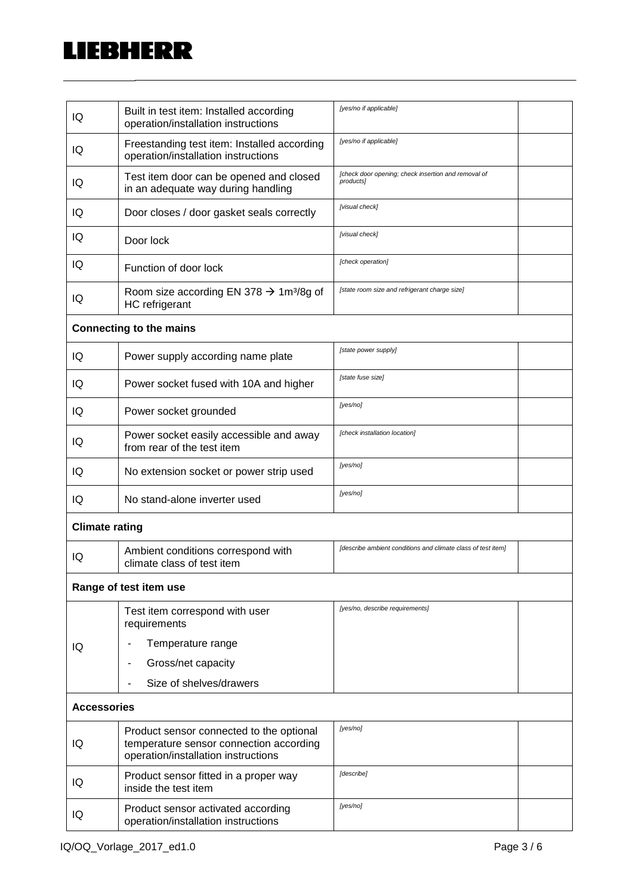| | | | |
|---|---|---|---|
| IQ | Built in test item: Installed according operation/installation instructions | *[yes/no if applicable]* | |
| IQ | Freestanding test item: Installed according operation/installation instructions | *[yes/no if applicable]* | |
| IQ | Test item door can be opened and closed in an adequate way during handling | *[check door opening; check insertion and removal of products]* | |
| IQ | Door closes / door gasket seals correctly | *[visual check]* | |
| IQ | Door lock | *[visual check]* | |
| IQ | Function of door lock | *[check operation]* | |
| IQ | Room size according EN 378 → 1m³/8g of HC refrigerant | *[state room size and refrigerant charge size]* | |
| **Connecting to the mains** | | | |
| IQ | Power supply according name plate | *[state power supply]* | |
| IQ | Power socket fused with 10A and higher | *[state fuse size]* | |
| IQ | Power socket grounded | *[yes/no]* | |
| IQ | Power socket easily accessible and away from rear of the test item | *[check installation location]* | |
| IQ | No extension socket or power strip used | *[yes/no]* | |
| IQ | No stand-alone inverter used | *[yes/no]* | |
| **Climate rating** | | | |
| IQ | Ambient conditions correspond with climate class of test item | *[describe ambient conditions and climate class of test item]* | |
| **Range of test item use** | | | |
| IQ | Test item correspond with user requirements<br>- Temperature range<br>- Gross/net capacity<br>- Size of shelves/drawers | *[yes/no, describe requirements]* | |
| **Accessories** | | | |
| IQ | Product sensor connected to the optional temperature sensor connection according operation/installation instructions | *[yes/no]* | |
| IQ | Product sensor fitted in a proper way inside the test item | *[describe]* | |
| IQ | Product sensor activated according operation/installation instructions | *[yes/no]* | |

IQ/OQ_Vorlage_2017_ed1.0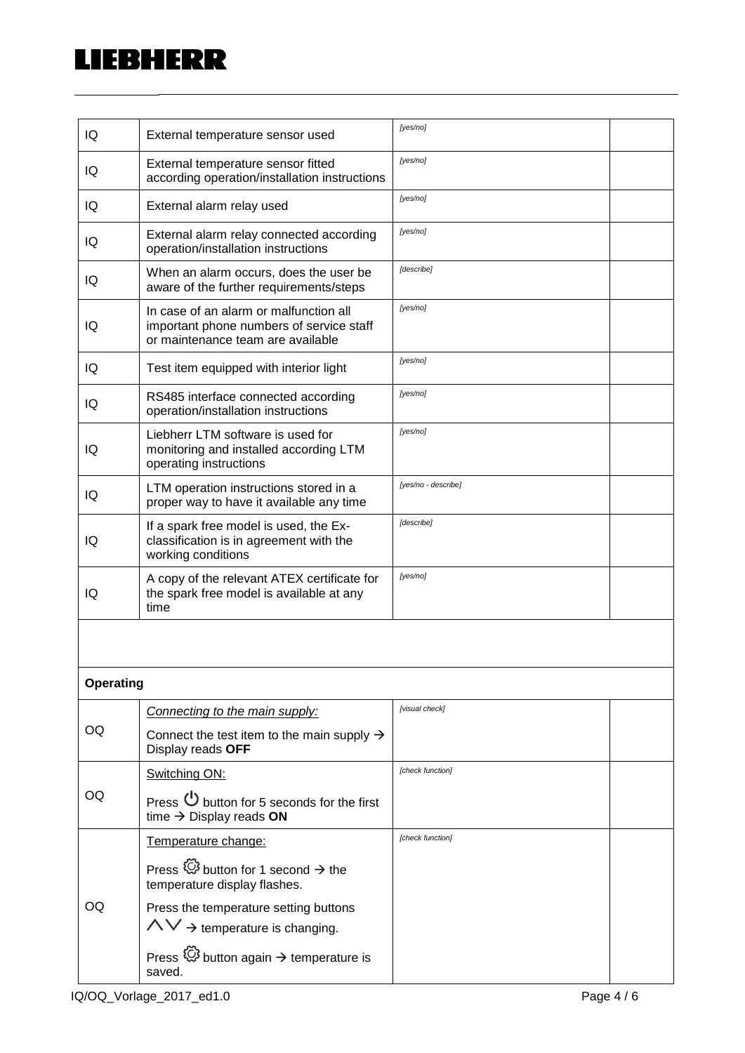| | | | |
|---|---|---|---|
| IQ | External temperature sensor used | *[yes/no]* | |
| IQ | External temperature sensor fitted according operation/installation instructions | *[yes/no]* | |
| IQ | External alarm relay used | *[yes/no]* | |
| IQ | External alarm relay connected according operation/installation instructions | *[yes/no]* | |
| IQ | When an alarm occurs, does the user be aware of the further requirements/steps | *[describe]* | |
| IQ | In case of an alarm or malfunction all important phone numbers of service staff or maintenance team are available | *[yes/no]* | |
| IQ | Test item equipped with interior light | *[yes/no]* | |
| IQ | RS485 interface connected according operation/installation instructions | *[yes/no]* | |
| IQ | Liebherr LTM software is used for monitoring and installed according LTM operating instructions | *[yes/no]* | |
| IQ | LTM operation instructions stored in a proper way to have it available any time | *[yes/no - describe]* | |
| IQ | If a spark free model is used, the Ex-classification is in agreement with the working conditions | *[describe]* | |
| IQ | A copy of the relevant ATEX certificate for the spark free model is available at any time | *[yes/no]* | |
| | | | |
| **Operating** | | | |
| OQ | *Connecting to the main supply:*<br>Connect the test item to the main supply → Display reads **OFF** | *[visual check]* | |
| OQ | Switching ON:<br>Press ⏻ button for 5 seconds for the first time → Display reads **ON** | *[check function]* | |
| OQ | Temperature change:<br>Press ⚙ button for 1 second → the temperature display flashes.<br>Press the temperature setting buttons ∧∨ → temperature is changing.<br>Press ⚙ button again → temperature is saved. | *[check function]* | |

IQ/OQ_Vorlage_2017_ed1.0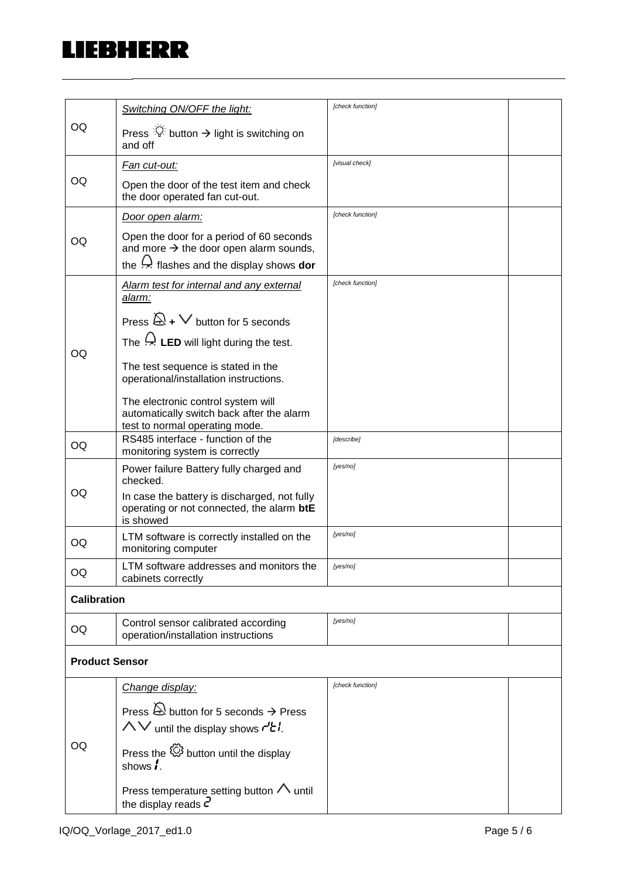| | | | |
|---|---|---|---|
| OQ | *Switching ON/OFF the light:*<br><br>Press ☼ button → light is switching on and off | *[check function]* | |
| OQ | *Fan cut-out:*<br><br>Open the door of the test item and check the door operated fan cut-out. | *[visual check]* | |
| OQ | *Door open alarm:*<br><br>Open the door for a period of 60 seconds and more → the door open alarm sounds, the 🔔 flashes and the display shows **dor** | *[check function]* | |
| OQ | *Alarm test for internal and any external alarm:*<br><br>Press 🔕 + ∨ button for 5 seconds<br><br>The 🔔 **LED** will light during the test.<br><br>The test sequence is stated in the operational/installation instructions.<br><br>The electronic control system will automatically switch back after the alarm test to normal operating mode. | *[check function]* | |
| OQ | RS485 interface - function of the monitoring system is correctly | *[describe]* | |
| OQ | Power failure Battery fully charged and checked.<br><br>In case the battery is discharged, not fully operating or not connected, the alarm **btE** is showed | *[yes/no]* | |
| OQ | LTM software is correctly installed on the monitoring computer | *[yes/no]* | |
| OQ | LTM software addresses and monitors the cabinets correctly | *[yes/no]* | |
| **Calibration** | | | |
| OQ | Control sensor calibrated according operation/installation instructions | *[yes/no]* | |
| **Product Sensor** | | | |
| OQ | *Change display:*<br><br>Press 🔕 button for 5 seconds → Press ∧∨ until the display shows **rtI**.<br><br>Press the ⚙ button until the display shows **I**.<br><br>Press temperature setting button ∧ until the display reads **2** | *[check function]* | |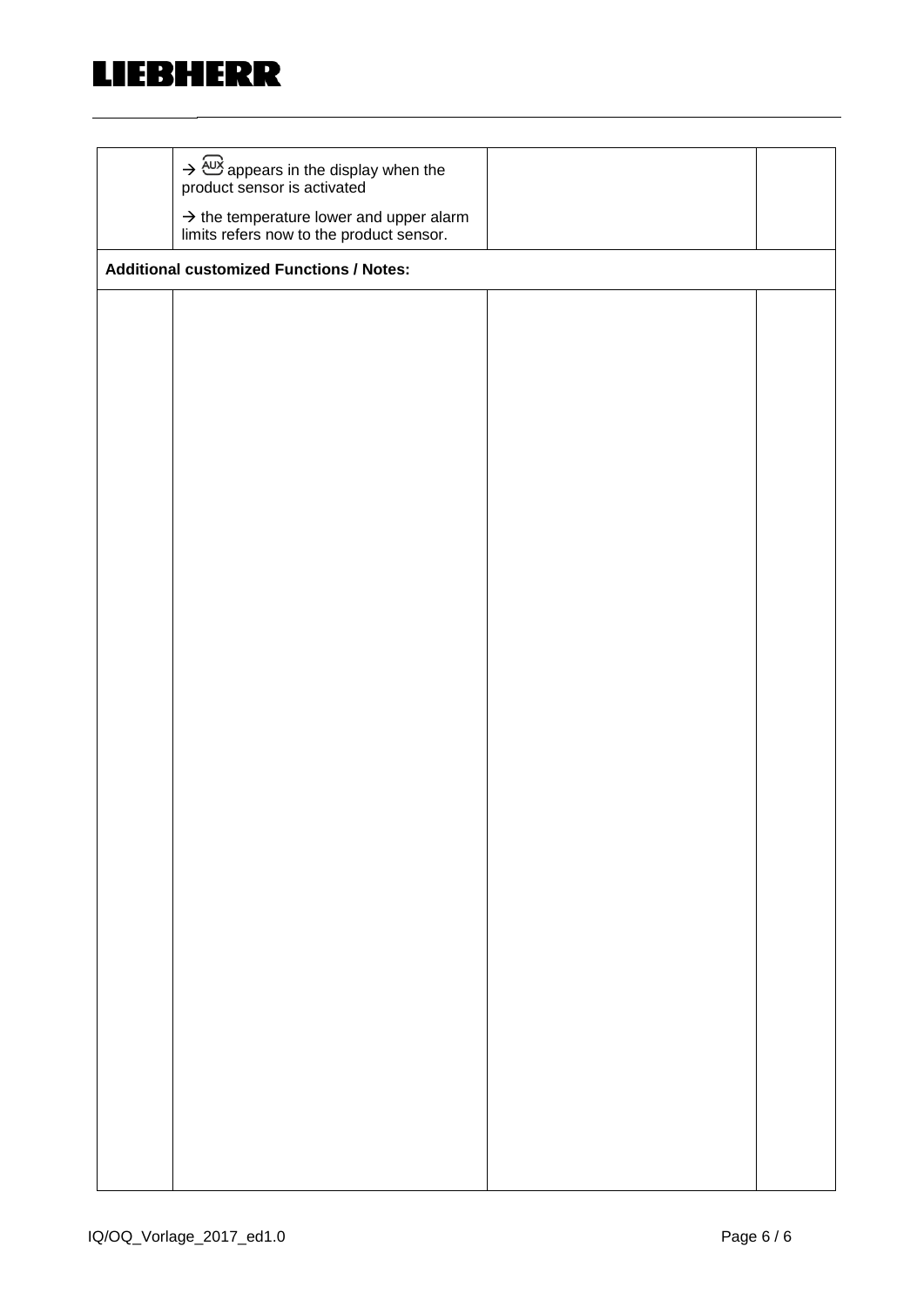| | | | |
|---|---|---|---|
| | → AUX appears in the display when the product sensor is activated<br><br>→ the temperature lower and upper alarm limits refers now to the product sensor. | | |
| **Additional customized Functions / Notes:** | | | |
| | | | |